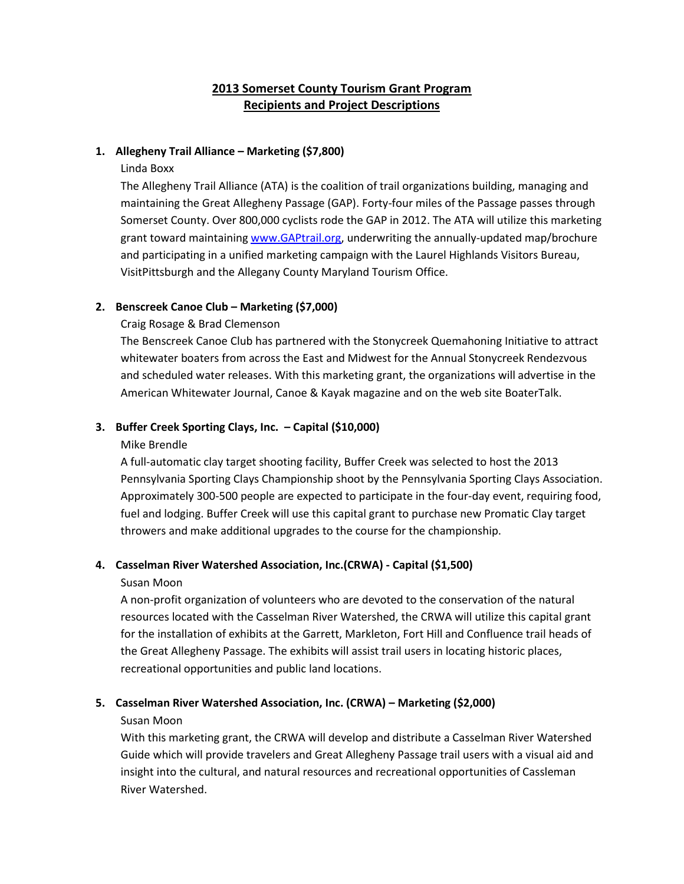## 2013 Somerset County Tourism Grant Program
## Recipients and Project Descriptions

1. **Allegheny Trail Alliance – Marketing ($7,800)**

   Linda Boxx

   The Allegheny Trail Alliance (ATA) is the coalition of trail organizations building, managing and maintaining the Great Allegheny Passage (GAP). Forty-four miles of the Passage passes through Somerset County. Over 800,000 cyclists rode the GAP in 2012. The ATA will utilize this marketing grant toward maintaining [www.GAPtrail.org](http://www.GAPtrail.org), underwriting the annually-updated map/brochure and participating in a unified marketing campaign with the Laurel Highlands Visitors Bureau, VisitPittsburgh and the Allegany County Maryland Tourism Office.

2. **Benscreek Canoe Club – Marketing ($7,000)**

   Craig Rosage & Brad Clemenson

   The Benscreek Canoe Club has partnered with the Stonycreek Quemahoning Initiative to attract whitewater boaters from across the East and Midwest for the Annual Stonycreek Rendezvous and scheduled water releases. With this marketing grant, the organizations will advertise in the American Whitewater Journal, Canoe & Kayak magazine and on the web site BoaterTalk.

3. **Buffer Creek Sporting Clays, Inc. – Capital ($10,000)**

   Mike Brendle

   A full-automatic clay target shooting facility, Buffer Creek was selected to host the 2013 Pennsylvania Sporting Clays Championship shoot by the Pennsylvania Sporting Clays Association. Approximately 300-500 people are expected to participate in the four-day event, requiring food, fuel and lodging. Buffer Creek will use this capital grant to purchase new Promatic Clay target throwers and make additional upgrades to the course for the championship.

4. **Casselman River Watershed Association, Inc.(CRWA) - Capital ($1,500)**

   Susan Moon

   A non-profit organization of volunteers who are devoted to the conservation of the natural resources located with the Casselman River Watershed, the CRWA will utilize this capital grant for the installation of exhibits at the Garrett, Markleton, Fort Hill and Confluence trail heads of the Great Allegheny Passage. The exhibits will assist trail users in locating historic places, recreational opportunities and public land locations.

5. **Casselman River Watershed Association, Inc. (CRWA) – Marketing ($2,000)**

   Susan Moon

   With this marketing grant, the CRWA will develop and distribute a Casselman River Watershed Guide which will provide travelers and Great Allegheny Passage trail users with a visual aid and insight into the cultural, and natural resources and recreational opportunities of Cassleman River Watershed.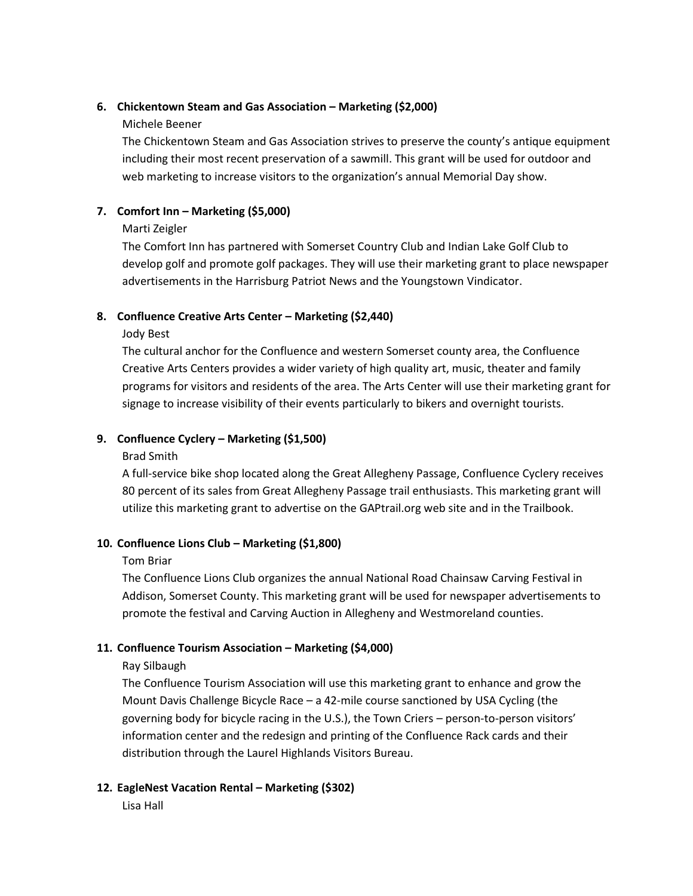6. **Chickentown Steam and Gas Association – Marketing ($2,000)**

   Michele Beener

   The Chickentown Steam and Gas Association strives to preserve the county's antique equipment including their most recent preservation of a sawmill. This grant will be used for outdoor and web marketing to increase visitors to the organization's annual Memorial Day show.

7. **Comfort Inn – Marketing ($5,000)**

   Marti Zeigler

   The Comfort Inn has partnered with Somerset Country Club and Indian Lake Golf Club to develop golf and promote golf packages. They will use their marketing grant to place newspaper advertisements in the Harrisburg Patriot News and the Youngstown Vindicator.

8. **Confluence Creative Arts Center – Marketing ($2,440)**

   Jody Best

   The cultural anchor for the Confluence and western Somerset county area, the Confluence Creative Arts Centers provides a wider variety of high quality art, music, theater and family programs for visitors and residents of the area. The Arts Center will use their marketing grant for signage to increase visibility of their events particularly to bikers and overnight tourists.

9. **Confluence Cyclery – Marketing ($1,500)**

   Brad Smith

   A full-service bike shop located along the Great Allegheny Passage, Confluence Cyclery receives 80 percent of its sales from Great Allegheny Passage trail enthusiasts. This marketing grant will utilize this marketing grant to advertise on the GAPtrail.org web site and in the Trailbook.

10. **Confluence Lions Club – Marketing ($1,800)**

    Tom Briar

    The Confluence Lions Club organizes the annual National Road Chainsaw Carving Festival in Addison, Somerset County. This marketing grant will be used for newspaper advertisements to promote the festival and Carving Auction in Allegheny and Westmoreland counties.

11. **Confluence Tourism Association – Marketing ($4,000)**

    Ray Silbaugh

    The Confluence Tourism Association will use this marketing grant to enhance and grow the Mount Davis Challenge Bicycle Race – a 42-mile course sanctioned by USA Cycling (the governing body for bicycle racing in the U.S.), the Town Criers – person-to-person visitors' information center and the redesign and printing of the Confluence Rack cards and their distribution through the Laurel Highlands Visitors Bureau.

12. **EagleNest Vacation Rental – Marketing ($302)**

    Lisa Hall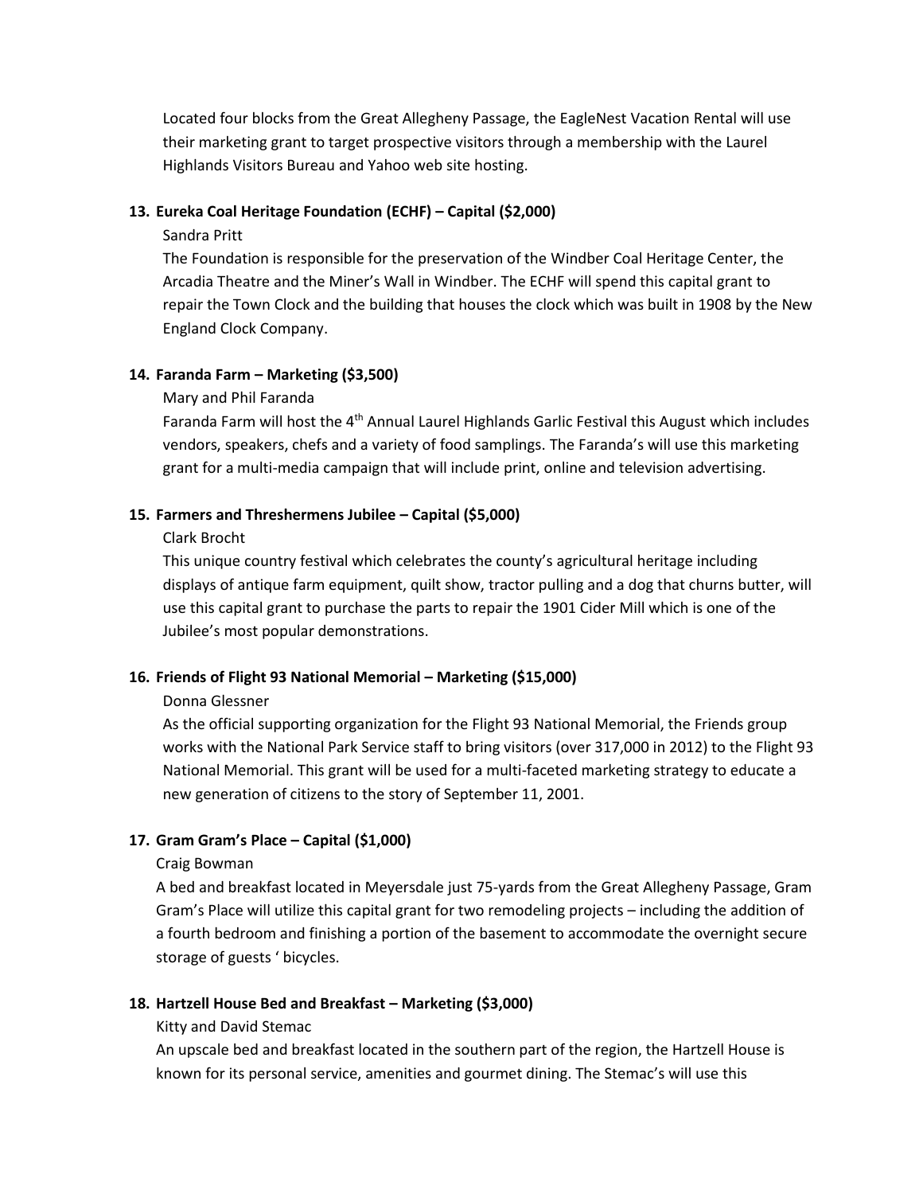Located four blocks from the Great Allegheny Passage, the EagleNest Vacation Rental will use their marketing grant to target prospective visitors through a membership with the Laurel Highlands Visitors Bureau and Yahoo web site hosting.

13. **Eureka Coal Heritage Foundation (ECHF) – Capital ($2,000)**

    Sandra Pritt

    The Foundation is responsible for the preservation of the Windber Coal Heritage Center, the Arcadia Theatre and the Miner's Wall in Windber. The ECHF will spend this capital grant to repair the Town Clock and the building that houses the clock which was built in 1908 by the New England Clock Company.

14. **Faranda Farm – Marketing ($3,500)**

    Mary and Phil Faranda

    Faranda Farm will host the 4th Annual Laurel Highlands Garlic Festival this August which includes vendors, speakers, chefs and a variety of food samplings. The Faranda's will use this marketing grant for a multi-media campaign that will include print, online and television advertising.

15. **Farmers and Threshermens Jubilee – Capital ($5,000)**

    Clark Brocht

    This unique country festival which celebrates the county's agricultural heritage including displays of antique farm equipment, quilt show, tractor pulling and a dog that churns butter, will use this capital grant to purchase the parts to repair the 1901 Cider Mill which is one of the Jubilee's most popular demonstrations.

16. **Friends of Flight 93 National Memorial – Marketing ($15,000)**

    Donna Glessner

    As the official supporting organization for the Flight 93 National Memorial, the Friends group works with the National Park Service staff to bring visitors (over 317,000 in 2012) to the Flight 93 National Memorial. This grant will be used for a multi-faceted marketing strategy to educate a new generation of citizens to the story of September 11, 2001.

17. **Gram Gram's Place – Capital ($1,000)**

    Craig Bowman

    A bed and breakfast located in Meyersdale just 75-yards from the Great Allegheny Passage, Gram Gram's Place will utilize this capital grant for two remodeling projects – including the addition of a fourth bedroom and finishing a portion of the basement to accommodate the overnight secure storage of guests ' bicycles.

18. **Hartzell House Bed and Breakfast – Marketing ($3,000)**

    Kitty and David Stemac

    An upscale bed and breakfast located in the southern part of the region, the Hartzell House is known for its personal service, amenities and gourmet dining. The Stemac's will use this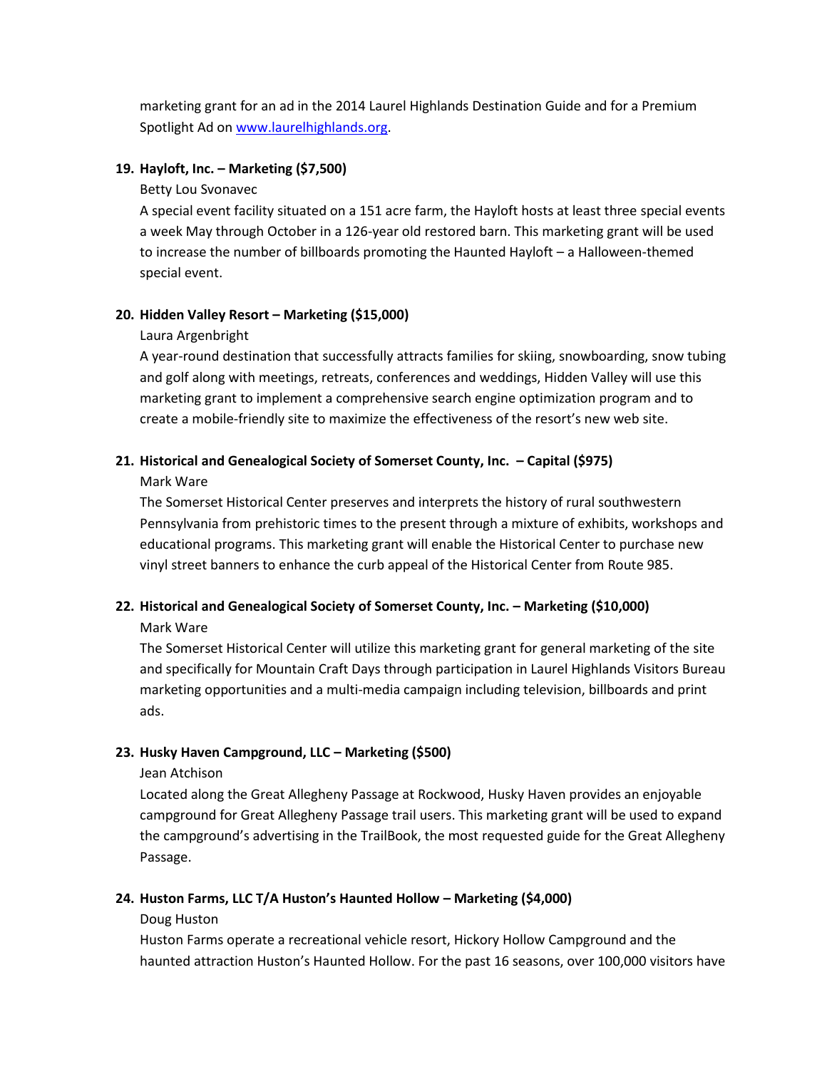marketing grant for an ad in the 2014 Laurel Highlands Destination Guide and for a Premium Spotlight Ad on [www.laurelhighlands.org](www.laurelhighlands.org).

19. **Hayloft, Inc. – Marketing ($7,500)**

    Betty Lou Svonavec

    A special event facility situated on a 151 acre farm, the Hayloft hosts at least three special events a week May through October in a 126-year old restored barn. This marketing grant will be used to increase the number of billboards promoting the Haunted Hayloft – a Halloween-themed special event.

20. **Hidden Valley Resort – Marketing ($15,000)**

    Laura Argenbright

    A year-round destination that successfully attracts families for skiing, snowboarding, snow tubing and golf along with meetings, retreats, conferences and weddings, Hidden Valley will use this marketing grant to implement a comprehensive search engine optimization program and to create a mobile-friendly site to maximize the effectiveness of the resort's new web site.

21. **Historical and Genealogical Society of Somerset County, Inc. – Capital ($975)**

    Mark Ware

    The Somerset Historical Center preserves and interprets the history of rural southwestern Pennsylvania from prehistoric times to the present through a mixture of exhibits, workshops and educational programs. This marketing grant will enable the Historical Center to purchase new vinyl street banners to enhance the curb appeal of the Historical Center from Route 985.

22. **Historical and Genealogical Society of Somerset County, Inc. – Marketing ($10,000)**

    Mark Ware

    The Somerset Historical Center will utilize this marketing grant for general marketing of the site and specifically for Mountain Craft Days through participation in Laurel Highlands Visitors Bureau marketing opportunities and a multi-media campaign including television, billboards and print ads.

23. **Husky Haven Campground, LLC – Marketing ($500)**

    Jean Atchison

    Located along the Great Allegheny Passage at Rockwood, Husky Haven provides an enjoyable campground for Great Allegheny Passage trail users. This marketing grant will be used to expand the campground's advertising in the TrailBook, the most requested guide for the Great Allegheny Passage.

24. **Huston Farms, LLC T/A Huston's Haunted Hollow – Marketing ($4,000)**

    Doug Huston

    Huston Farms operate a recreational vehicle resort, Hickory Hollow Campground and the haunted attraction Huston's Haunted Hollow. For the past 16 seasons, over 100,000 visitors have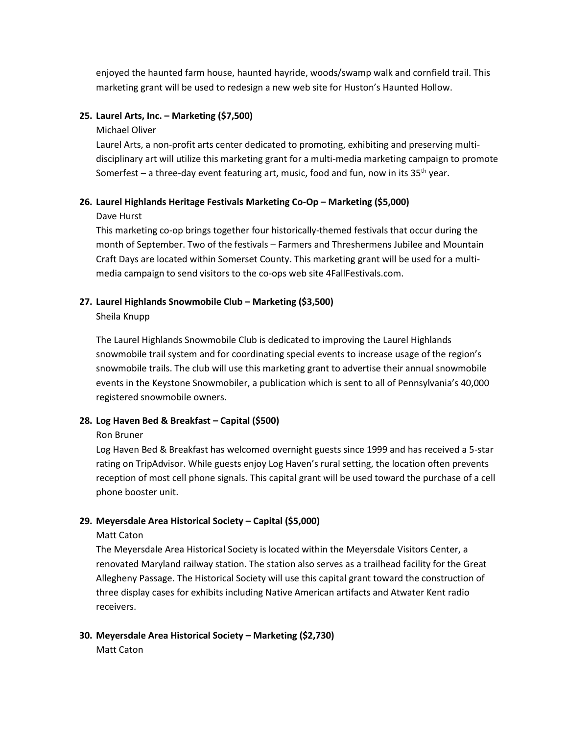enjoyed the haunted farm house, haunted hayride, woods/swamp walk and cornfield trail. This marketing grant will be used to redesign a new web site for Huston's Haunted Hollow.

25. **Laurel Arts, Inc. – Marketing ($7,500)**
    Michael Oliver
    Laurel Arts, a non-profit arts center dedicated to promoting, exhibiting and preserving multi-disciplinary art will utilize this marketing grant for a multi-media marketing campaign to promote Somerfest – a three-day event featuring art, music, food and fun, now in its 35th year.

26. **Laurel Highlands Heritage Festivals Marketing Co-Op – Marketing ($5,000)**
    Dave Hurst
    This marketing co-op brings together four historically-themed festivals that occur during the month of September. Two of the festivals – Farmers and Threshermens Jubilee and Mountain Craft Days are located within Somerset County. This marketing grant will be used for a multi-media campaign to send visitors to the co-ops web site 4FallFestivals.com.

27. **Laurel Highlands Snowmobile Club – Marketing ($3,500)**
    Sheila Knupp

    The Laurel Highlands Snowmobile Club is dedicated to improving the Laurel Highlands snowmobile trail system and for coordinating special events to increase usage of the region's snowmobile trails. The club will use this marketing grant to advertise their annual snowmobile events in the Keystone Snowmobiler, a publication which is sent to all of Pennsylvania's 40,000 registered snowmobile owners.

28. **Log Haven Bed & Breakfast – Capital ($500)**
    Ron Bruner
    Log Haven Bed & Breakfast has welcomed overnight guests since 1999 and has received a 5-star rating on TripAdvisor. While guests enjoy Log Haven's rural setting, the location often prevents reception of most cell phone signals. This capital grant will be used toward the purchase of a cell phone booster unit.

29. **Meyersdale Area Historical Society – Capital ($5,000)**
    Matt Caton
    The Meyersdale Area Historical Society is located within the Meyersdale Visitors Center, a renovated Maryland railway station. The station also serves as a trailhead facility for the Great Allegheny Passage. The Historical Society will use this capital grant toward the construction of three display cases for exhibits including Native American artifacts and Atwater Kent radio receivers.

30. **Meyersdale Area Historical Society – Marketing ($2,730)**
    Matt Caton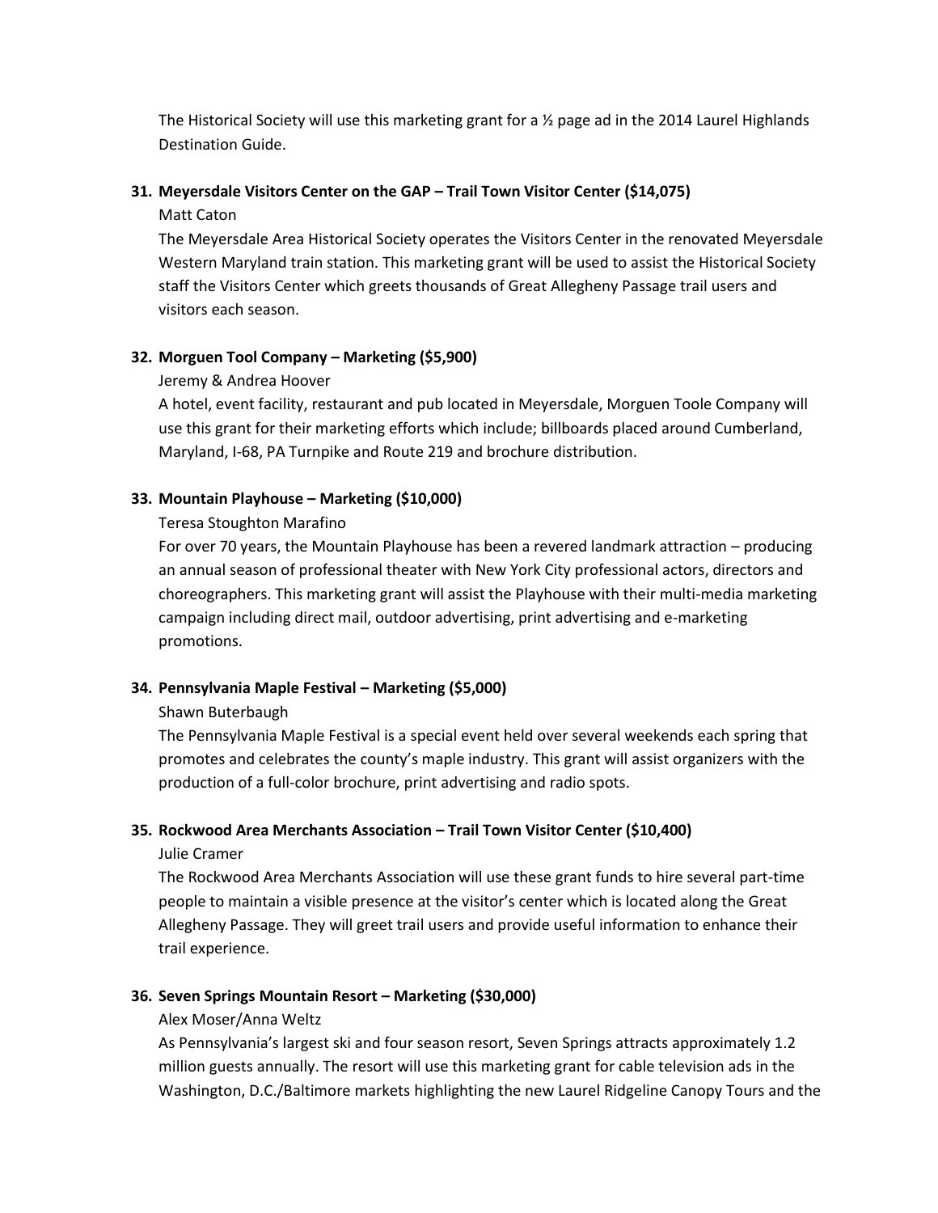The Historical Society will use this marketing grant for a ½ page ad in the 2014 Laurel Highlands Destination Guide.

**31. Meyersdale Visitors Center on the GAP – Trail Town Visitor Center ($14,075)**

Matt Caton

The Meyersdale Area Historical Society operates the Visitors Center in the renovated Meyersdale Western Maryland train station. This marketing grant will be used to assist the Historical Society staff the Visitors Center which greets thousands of Great Allegheny Passage trail users and visitors each season.

**32. Morguen Tool Company – Marketing ($5,900)**

Jeremy & Andrea Hoover

A hotel, event facility, restaurant and pub located in Meyersdale, Morguen Toole Company will use this grant for their marketing efforts which include; billboards placed around Cumberland, Maryland, I-68, PA Turnpike and Route 219 and brochure distribution.

**33. Mountain Playhouse – Marketing ($10,000)**

Teresa Stoughton Marafino

For over 70 years, the Mountain Playhouse has been a revered landmark attraction – producing an annual season of professional theater with New York City professional actors, directors and choreographers. This marketing grant will assist the Playhouse with their multi-media marketing campaign including direct mail, outdoor advertising, print advertising and e-marketing promotions.

**34. Pennsylvania Maple Festival – Marketing ($5,000)**

Shawn Buterbaugh

The Pennsylvania Maple Festival is a special event held over several weekends each spring that promotes and celebrates the county's maple industry. This grant will assist organizers with the production of a full-color brochure, print advertising and radio spots.

**35. Rockwood Area Merchants Association – Trail Town Visitor Center ($10,400)**

Julie Cramer

The Rockwood Area Merchants Association will use these grant funds to hire several part-time people to maintain a visible presence at the visitor's center which is located along the Great Allegheny Passage. They will greet trail users and provide useful information to enhance their trail experience.

**36. Seven Springs Mountain Resort – Marketing ($30,000)**

Alex Moser/Anna Weltz

As Pennsylvania's largest ski and four season resort, Seven Springs attracts approximately 1.2 million guests annually. The resort will use this marketing grant for cable television ads in the Washington, D.C./Baltimore markets highlighting the new Laurel Ridgeline Canopy Tours and the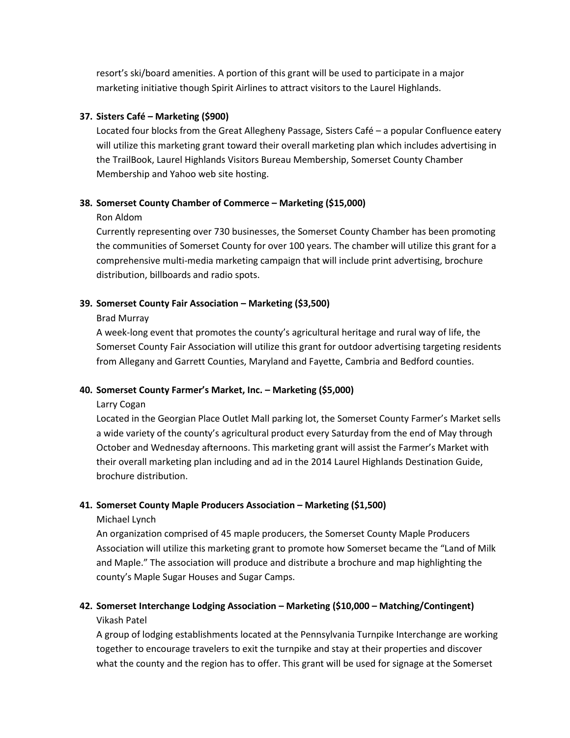resort's ski/board amenities. A portion of this grant will be used to participate in a major marketing initiative though Spirit Airlines to attract visitors to the Laurel Highlands.

**37. Sisters Café – Marketing ($900)**

Located four blocks from the Great Allegheny Passage, Sisters Café – a popular Confluence eatery will utilize this marketing grant toward their overall marketing plan which includes advertising in the TrailBook, Laurel Highlands Visitors Bureau Membership, Somerset County Chamber Membership and Yahoo web site hosting.

**38. Somerset County Chamber of Commerce – Marketing ($15,000)**

Ron Aldom

Currently representing over 730 businesses, the Somerset County Chamber has been promoting the communities of Somerset County for over 100 years. The chamber will utilize this grant for a comprehensive multi-media marketing campaign that will include print advertising, brochure distribution, billboards and radio spots.

**39. Somerset County Fair Association – Marketing ($3,500)**

Brad Murray

A week-long event that promotes the county's agricultural heritage and rural way of life, the Somerset County Fair Association will utilize this grant for outdoor advertising targeting residents from Allegany and Garrett Counties, Maryland and Fayette, Cambria and Bedford counties.

**40. Somerset County Farmer's Market, Inc. – Marketing ($5,000)**

Larry Cogan

Located in the Georgian Place Outlet Mall parking lot, the Somerset County Farmer's Market sells a wide variety of the county's agricultural product every Saturday from the end of May through October and Wednesday afternoons. This marketing grant will assist the Farmer's Market with their overall marketing plan including and ad in the 2014 Laurel Highlands Destination Guide, brochure distribution.

**41. Somerset County Maple Producers Association – Marketing ($1,500)**

Michael Lynch

An organization comprised of 45 maple producers, the Somerset County Maple Producers Association will utilize this marketing grant to promote how Somerset became the "Land of Milk and Maple." The association will produce and distribute a brochure and map highlighting the county's Maple Sugar Houses and Sugar Camps.

**42. Somerset Interchange Lodging Association – Marketing ($10,000 – Matching/Contingent)**

Vikash Patel

A group of lodging establishments located at the Pennsylvania Turnpike Interchange are working together to encourage travelers to exit the turnpike and stay at their properties and discover what the county and the region has to offer. This grant will be used for signage at the Somerset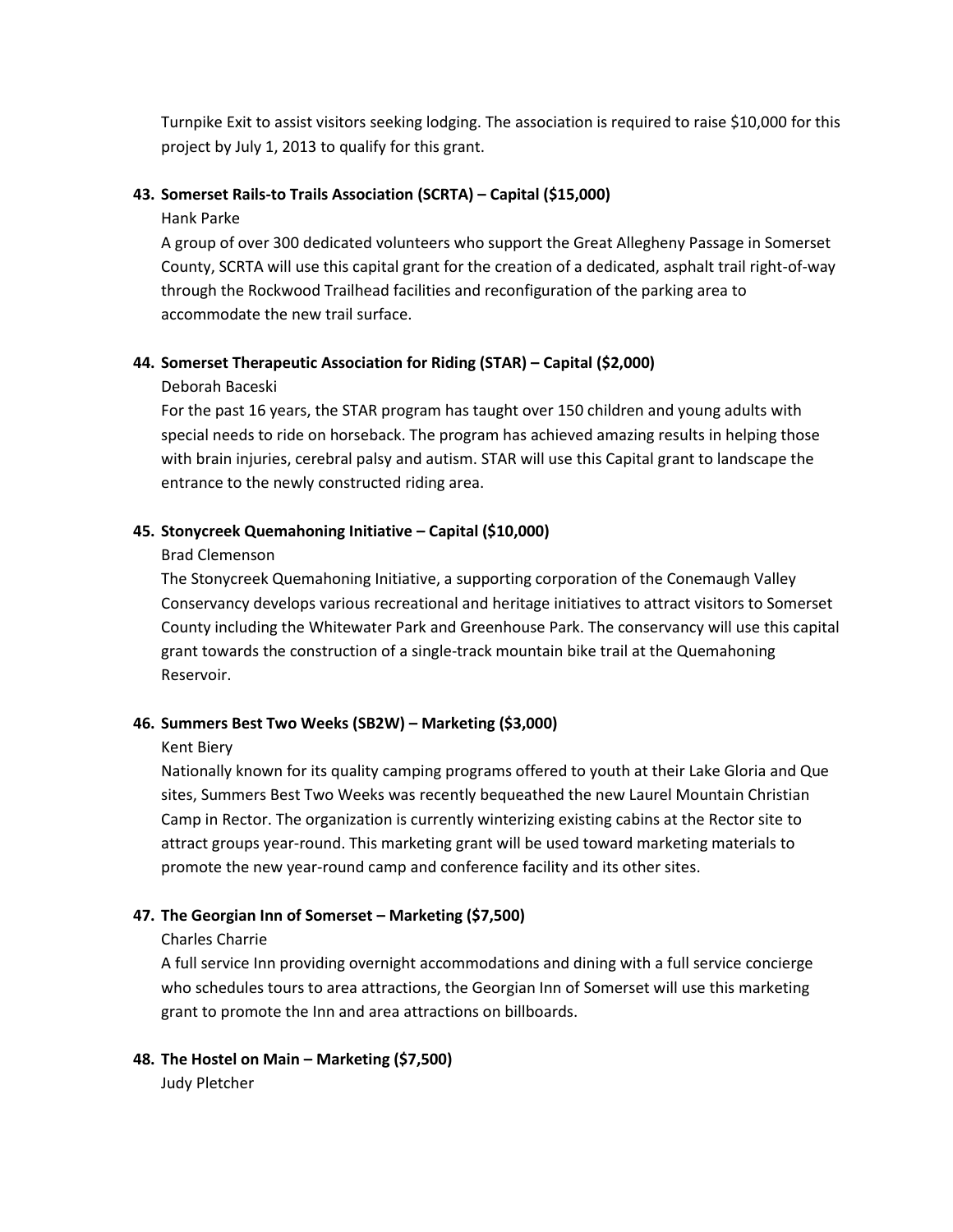Turnpike Exit to assist visitors seeking lodging. The association is required to raise $10,000 for this project by July 1, 2013 to qualify for this grant.

43. **Somerset Rails-to Trails Association (SCRTA) – Capital ($15,000)**

    Hank Parke

    A group of over 300 dedicated volunteers who support the Great Allegheny Passage in Somerset County, SCRTA will use this capital grant for the creation of a dedicated, asphalt trail right-of-way through the Rockwood Trailhead facilities and reconfiguration of the parking area to accommodate the new trail surface.

44. **Somerset Therapeutic Association for Riding (STAR) – Capital ($2,000)**

    Deborah Baceski

    For the past 16 years, the STAR program has taught over 150 children and young adults with special needs to ride on horseback. The program has achieved amazing results in helping those with brain injuries, cerebral palsy and autism. STAR will use this Capital grant to landscape the entrance to the newly constructed riding area.

45. **Stonycreek Quemahoning Initiative – Capital ($10,000)**

    Brad Clemenson

    The Stonycreek Quemahoning Initiative, a supporting corporation of the Conemaugh Valley Conservancy develops various recreational and heritage initiatives to attract visitors to Somerset County including the Whitewater Park and Greenhouse Park. The conservancy will use this capital grant towards the construction of a single-track mountain bike trail at the Quemahoning Reservoir.

46. **Summers Best Two Weeks (SB2W) – Marketing ($3,000)**

    Kent Biery

    Nationally known for its quality camping programs offered to youth at their Lake Gloria and Que sites, Summers Best Two Weeks was recently bequeathed the new Laurel Mountain Christian Camp in Rector. The organization is currently winterizing existing cabins at the Rector site to attract groups year-round. This marketing grant will be used toward marketing materials to promote the new year-round camp and conference facility and its other sites.

47. **The Georgian Inn of Somerset – Marketing ($7,500)**

    Charles Charrie

    A full service Inn providing overnight accommodations and dining with a full service concierge who schedules tours to area attractions, the Georgian Inn of Somerset will use this marketing grant to promote the Inn and area attractions on billboards.

48. **The Hostel on Main – Marketing ($7,500)**

    Judy Pletcher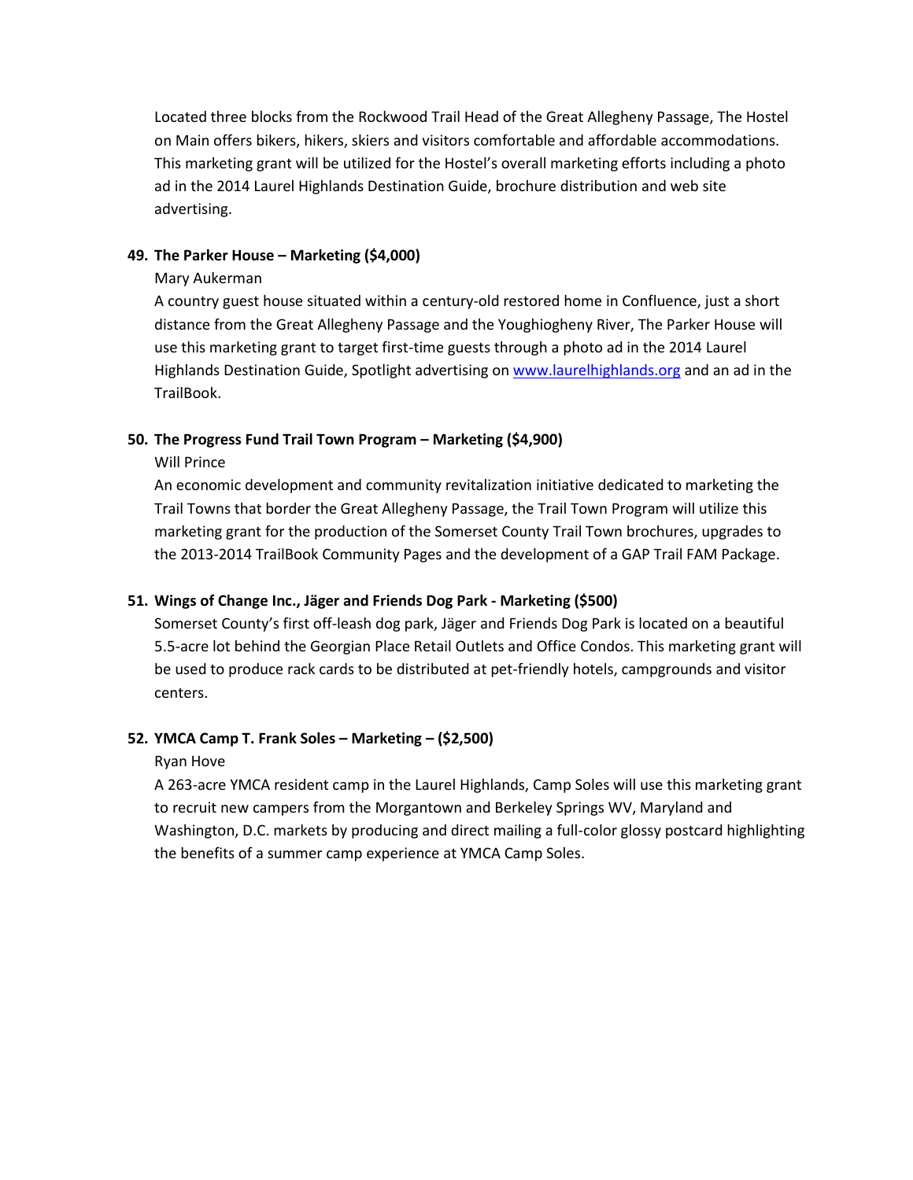Located three blocks from the Rockwood Trail Head of the Great Allegheny Passage, The Hostel on Main offers bikers, hikers, skiers and visitors comfortable and affordable accommodations. This marketing grant will be utilized for the Hostel's overall marketing efforts including a photo ad in the 2014 Laurel Highlands Destination Guide, brochure distribution and web site advertising.

49. **The Parker House – Marketing ($4,000)**

    Mary Aukerman

    A country guest house situated within a century-old restored home in Confluence, just a short distance from the Great Allegheny Passage and the Youghiogheny River, The Parker House will use this marketing grant to target first-time guests through a photo ad in the 2014 Laurel Highlands Destination Guide, Spotlight advertising on [www.laurelhighlands.org](http://www.laurelhighlands.org) and an ad in the TrailBook.

50. **The Progress Fund Trail Town Program – Marketing ($4,900)**

    Will Prince

    An economic development and community revitalization initiative dedicated to marketing the Trail Towns that border the Great Allegheny Passage, the Trail Town Program will utilize this marketing grant for the production of the Somerset County Trail Town brochures, upgrades to the 2013-2014 TrailBook Community Pages and the development of a GAP Trail FAM Package.

51. **Wings of Change Inc., Jäger and Friends Dog Park - Marketing ($500)**

    Somerset County's first off-leash dog park, Jäger and Friends Dog Park is located on a beautiful 5.5-acre lot behind the Georgian Place Retail Outlets and Office Condos. This marketing grant will be used to produce rack cards to be distributed at pet-friendly hotels, campgrounds and visitor centers.

52. **YMCA Camp T. Frank Soles – Marketing – ($2,500)**

    Ryan Hove

    A 263-acre YMCA resident camp in the Laurel Highlands, Camp Soles will use this marketing grant to recruit new campers from the Morgantown and Berkeley Springs WV, Maryland and Washington, D.C. markets by producing and direct mailing a full-color glossy postcard highlighting the benefits of a summer camp experience at YMCA Camp Soles.